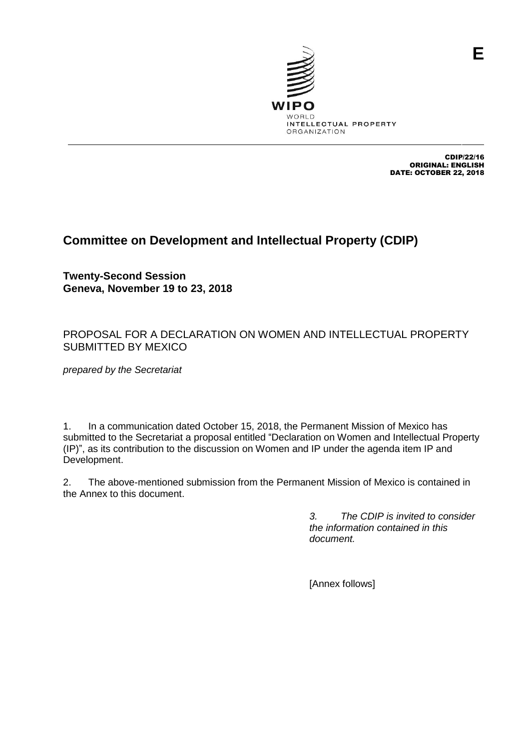E

WIPO
WORLD
INTELLECTUAL PROPERTY
ORGANIZATION

CDIP/22/16
ORIGINAL: ENGLISH
DATE: OCTOBER 22, 2018

# Committee on Development and Intellectual Property (CDIP)

**Twenty-Second Session**
**Geneva, November 19 to 23, 2018**

## PROPOSAL FOR A DECLARATION ON WOMEN AND INTELLECTUAL PROPERTY SUBMITTED BY MEXICO

*prepared by the Secretariat*

1. In a communication dated October 15, 2018, the Permanent Mission of Mexico has submitted to the Secretariat a proposal entitled "Declaration on Women and Intellectual Property (IP)", as its contribution to the discussion on Women and IP under the agenda item IP and Development.

2. The above-mentioned submission from the Permanent Mission of Mexico is contained in the Annex to this document.

*3. The CDIP is invited to consider the information contained in this document.*

[Annex follows]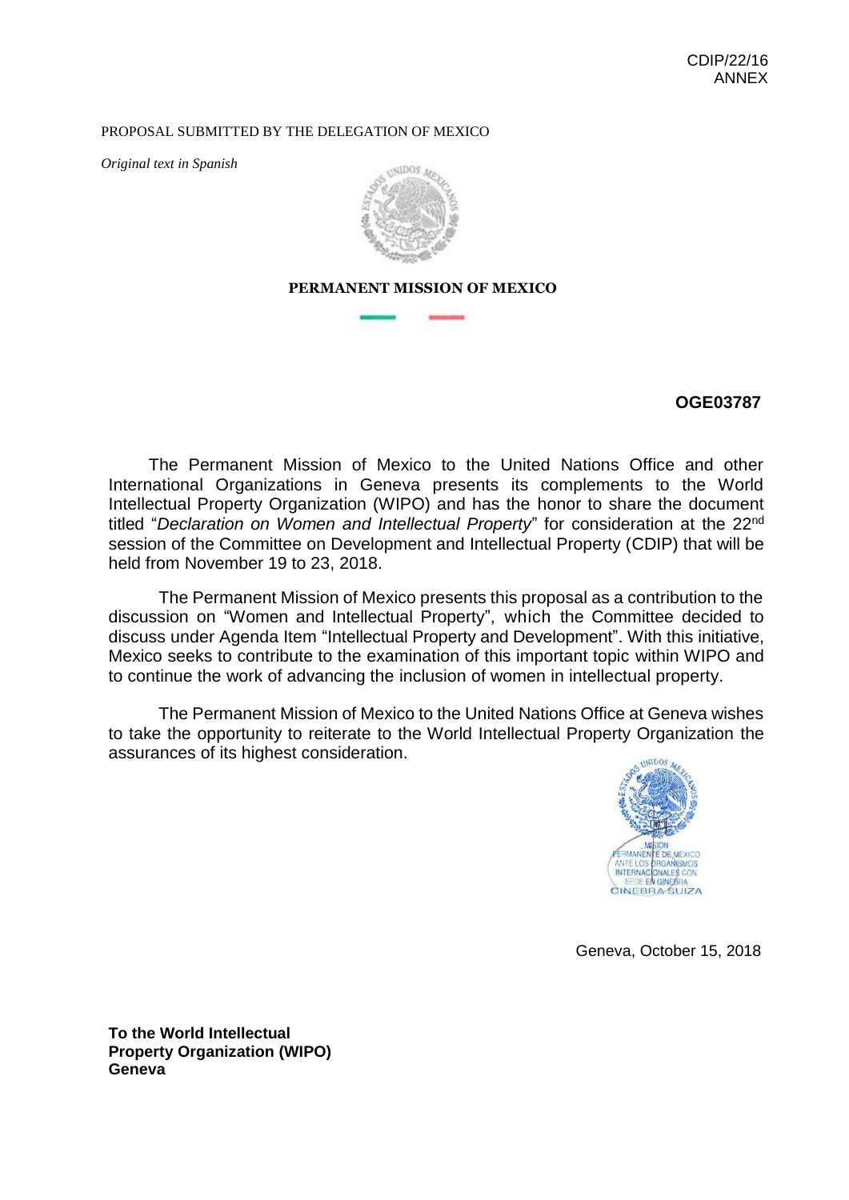CDIP/22/16
ANNEX

PROPOSAL SUBMITTED BY THE DELEGATION OF MEXICO

*Original text in Spanish*

**PERMANENT MISSION OF MEXICO**

**OGE03787**

The Permanent Mission of Mexico to the United Nations Office and other International Organizations in Geneva presents its complements to the World Intellectual Property Organization (WIPO) and has the honor to share the document titled "*Declaration on Women and Intellectual Property*" for consideration at the 22nd session of the Committee on Development and Intellectual Property (CDIP) that will be held from November 19 to 23, 2018.

The Permanent Mission of Mexico presents this proposal as a contribution to the discussion on "Women and Intellectual Property", which the Committee decided to discuss under Agenda Item "Intellectual Property and Development". With this initiative, Mexico seeks to contribute to the examination of this important topic within WIPO and to continue the work of advancing the inclusion of women in intellectual property.

The Permanent Mission of Mexico to the United Nations Office at Geneva wishes to take the opportunity to reiterate to the World Intellectual Property Organization the assurances of its highest consideration.

Geneva, October 15, 2018

**To the World Intellectual Property Organization (WIPO) Geneva**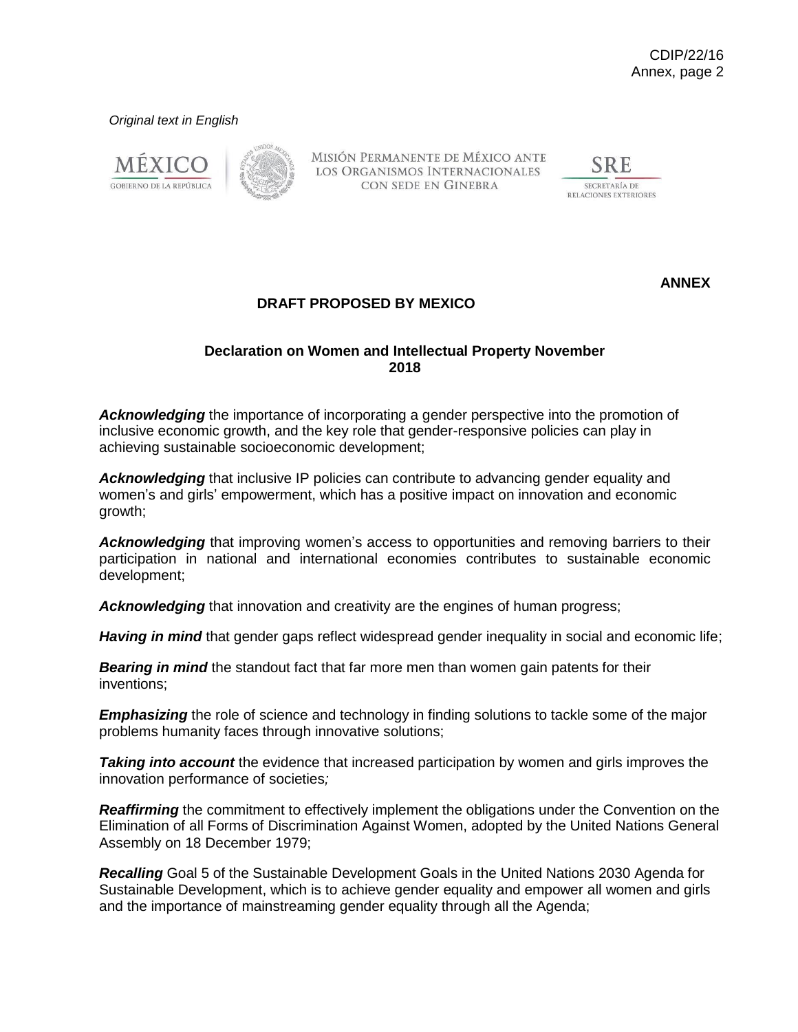*Original text in English*

MISIÓN PERMANENTE DE MÉXICO ANTE LOS ORGANISMOS INTERNACIONALES CON SEDE EN GINEBRA

**ANNEX**

**DRAFT PROPOSED BY MEXICO**

**Declaration on Women and Intellectual Property November 2018**

***Acknowledging*** the importance of incorporating a gender perspective into the promotion of inclusive economic growth, and the key role that gender-responsive policies can play in achieving sustainable socioeconomic development;

***Acknowledging*** that inclusive IP policies can contribute to advancing gender equality and women's and girls' empowerment, which has a positive impact on innovation and economic growth;

***Acknowledging*** that improving women's access to opportunities and removing barriers to their participation in national and international economies contributes to sustainable economic development;

***Acknowledging*** that innovation and creativity are the engines of human progress;

***Having in mind*** that gender gaps reflect widespread gender inequality in social and economic life;

***Bearing in mind*** the standout fact that far more men than women gain patents for their inventions;

***Emphasizing*** the role of science and technology in finding solutions to tackle some of the major problems humanity faces through innovative solutions;

***Taking into account*** the evidence that increased participation by women and girls improves the innovation performance of societies*;*

***Reaffirming*** the commitment to effectively implement the obligations under the Convention on the Elimination of all Forms of Discrimination Against Women, adopted by the United Nations General Assembly on 18 December 1979;

***Recalling*** Goal 5 of the Sustainable Development Goals in the United Nations 2030 Agenda for Sustainable Development, which is to achieve gender equality and empower all women and girls and the importance of mainstreaming gender equality through all the Agenda;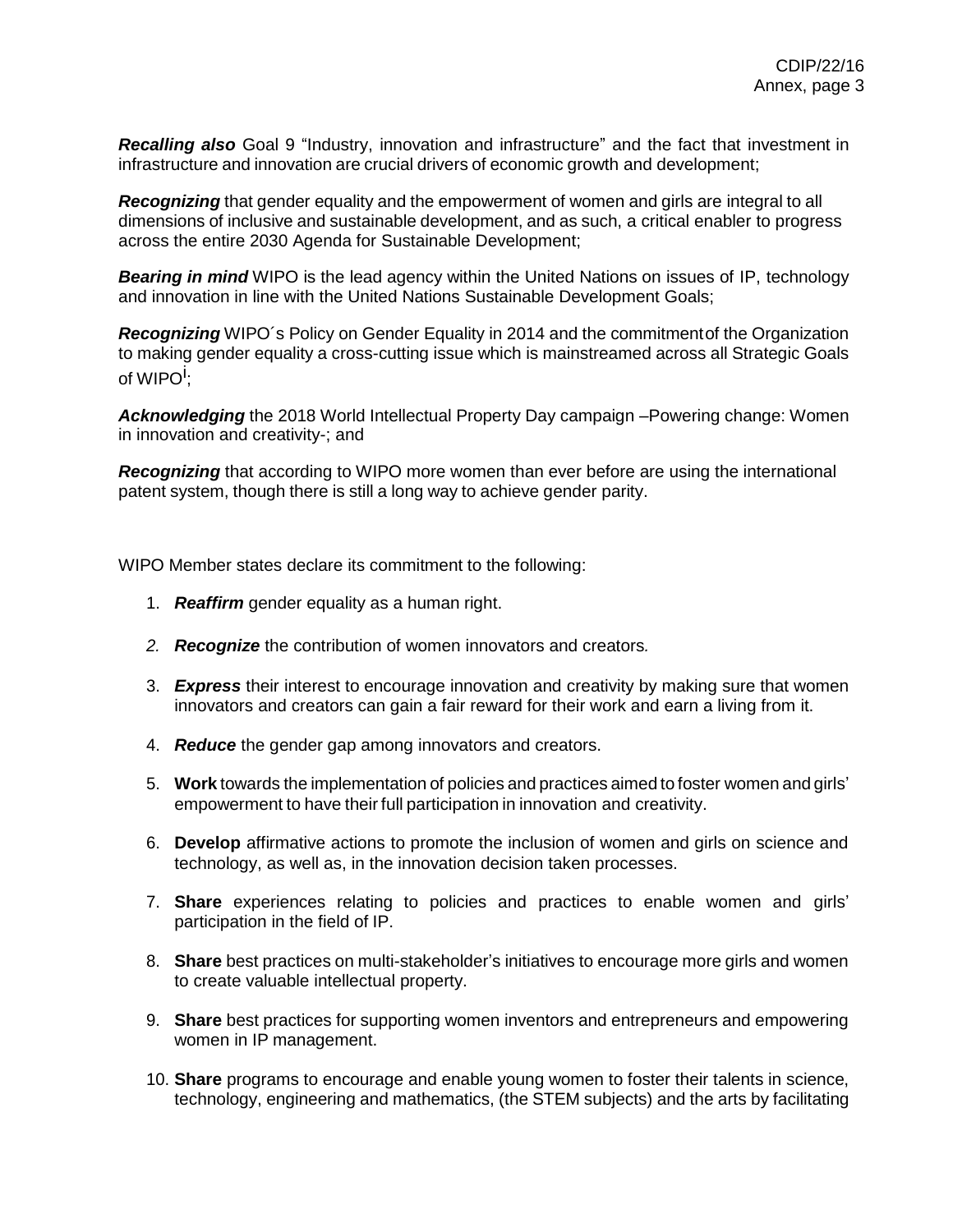***Recalling also*** Goal 9 "Industry, innovation and infrastructure" and the fact that investment in infrastructure and innovation are crucial drivers of economic growth and development;

***Recognizing*** that gender equality and the empowerment of women and girls are integral to all dimensions of inclusive and sustainable development, and as such, a critical enabler to progress across the entire 2030 Agenda for Sustainable Development;

***Bearing in mind*** WIPO is the lead agency within the United Nations on issues of IP, technology and innovation in line with the United Nations Sustainable Development Goals;

***Recognizing*** WIPO´s Policy on Gender Equality in 2014 and the commitmentof the Organization to making gender equality a cross-cutting issue which is mainstreamed across all Strategic Goals of WIPO[i];

***Acknowledging*** the 2018 World Intellectual Property Day campaign –Powering change: Women in innovation and creativity-; and

***Recognizing*** that according to WIPO more women than ever before are using the international patent system, though there is still a long way to achieve gender parity.

WIPO Member states declare its commitment to the following:

1. ***Reaffirm*** gender equality as a human right.
2. ***Recognize*** *the contribution of women innovators and creators.*
3. ***Express*** their interest to encourage innovation and creativity by making sure that women innovators and creators can gain a fair reward for their work and earn a living from it.
4. ***Reduce*** the gender gap among innovators and creators.
5. **Work** towards the implementation of policies and practices aimed to foster women and girls' empowerment to have their full participation in innovation and creativity.
6. **Develop** affirmative actions to promote the inclusion of women and girls on science and technology, as well as, in the innovation decision taken processes.
7. **Share** experiences relating to policies and practices to enable women and girls' participation in the field of IP.
8. **Share** best practices on multi-stakeholder's initiatives to encourage more girls and women to create valuable intellectual property.
9. **Share** best practices for supporting women inventors and entrepreneurs and empowering women in IP management.
10. **Share** programs to encourage and enable young women to foster their talents in science, technology, engineering and mathematics, (the STEM subjects) and the arts by facilitating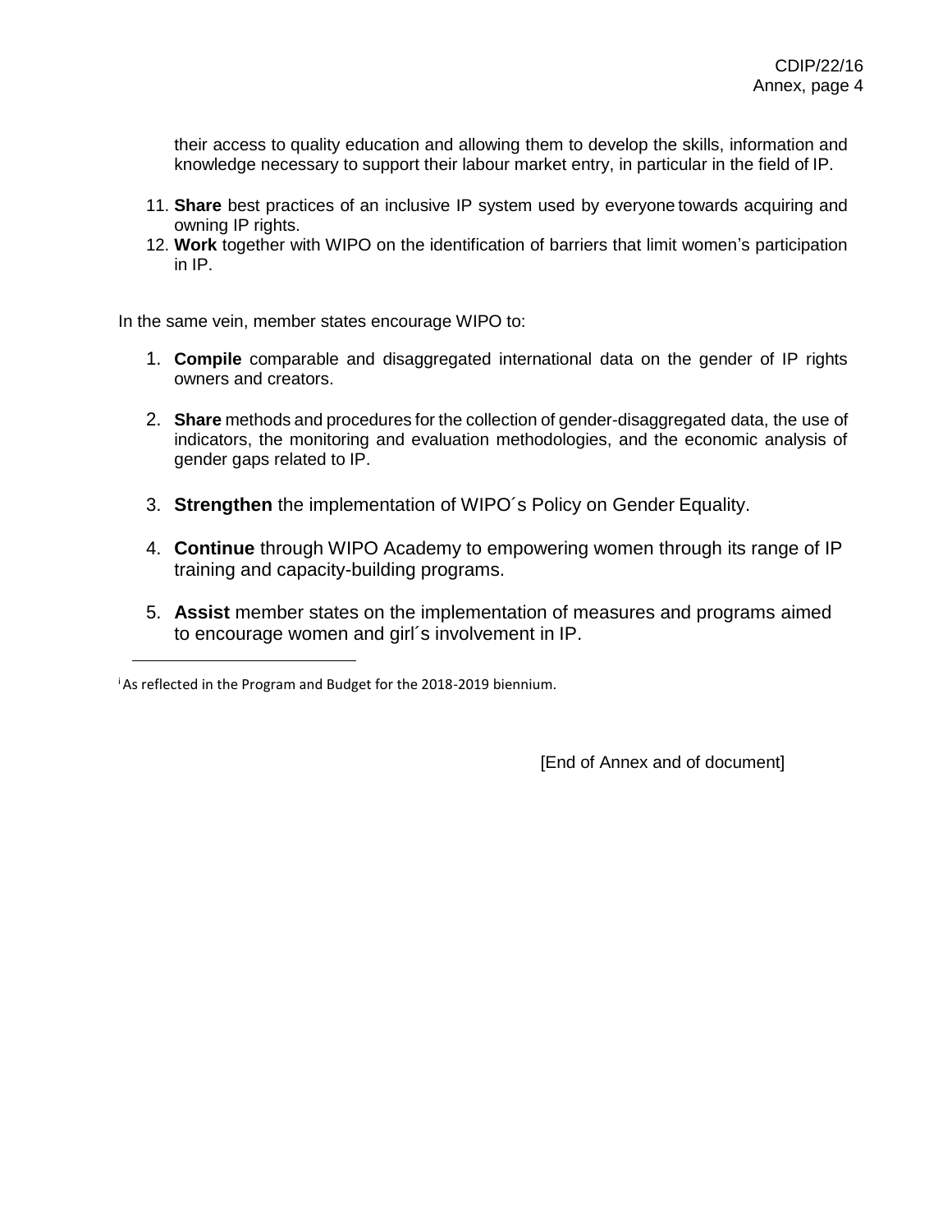their access to quality education and allowing them to develop the skills, information and knowledge necessary to support their labour market entry, in particular in the field of IP.

11. **Share** best practices of an inclusive IP system used by everyone towards acquiring and owning IP rights.
12. **Work** together with WIPO on the identification of barriers that limit women's participation in IP.

In the same vein, member states encourage WIPO to:

1. **Compile** comparable and disaggregated international data on the gender of IP rights owners and creators.

2. **Share** methods and procedures for the collection of gender-disaggregated data, the use of indicators, the monitoring and evaluation methodologies, and the economic analysis of gender gaps related to IP.

3. **Strengthen** the implementation of WIPO´s Policy on Gender Equality.

4. **Continue** through WIPO Academy to empowering women through its range of IP training and capacity-building programs.

5. **Assist** member states on the implementation of measures and programs aimed to encourage women and girl´s involvement in IP.

---

[i] As reflected in the Program and Budget for the 2018-2019 biennium.

[End of Annex and of document]